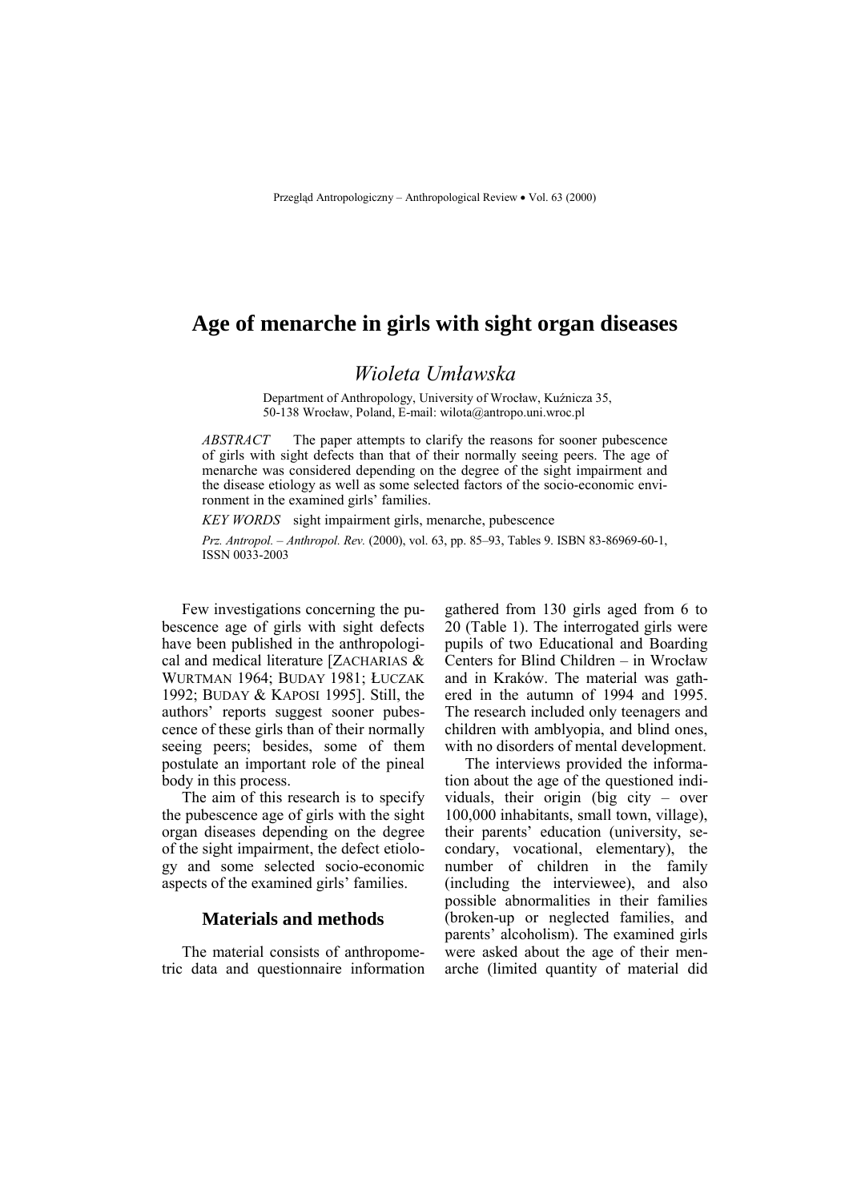# Age of menarche in girls with sight organ diseases

## *Wioleta Umławska*

Department of Anthropology, University of Wrocław, Kuźnicza 35, 50-138 Wrocław, Poland, E-mail: wilota@antropo.uni.wroc.pl

*ABSTRACT* The paper attempts to clarify the reasons for sooner pubescence of girls with sight defects than that of their normally seeing peers. The age of menarche was considered depending on the degree of the sight impairment and the disease etiology as well as some selected factors of the socio-economic environment in the examined girls' families.

*KEY WORDS* sight impairment girls, menarche, pubescence

*Prz. Antropol. – Anthropol. Rev.* (2000), vol. 63, pp. 85–93, Tables 9. ISBN 83-86969-60-1, ISSN 0033-2003

Few investigations concerning the pubescence age of girls with sight defects have been published in the anthropological and medical literature [ZACHARIAS & WURTMAN 1964; BUDAY 1981; ŁUCZAK 1992; BUDAY & KAPOSI 1995]. Still, the authors' reports suggest sooner pubescence of these girls than of their normally seeing peers; besides, some of them postulate an important role of the pineal body in this process.

The aim of this research is to specify the pubescence age of girls with the sight organ diseases depending on the degree of the sight impairment, the defect etiology and some selected socio-economic aspects of the examined girls' families.

## Materials and methods

The material consists of anthropometric data and questionnaire information gathered from 130 girls aged from 6 to 20 (Table 1). The interrogated girls were pupils of two Educational and Boarding Centers for Blind Children – in Wrocław and in Kraków. The material was gathered in the autumn of 1994 and 1995. The research included only teenagers and children with amblyopia, and blind ones, with no disorders of mental development.

The interviews provided the information about the age of the questioned individuals, their origin (big city – over 100,000 inhabitants, small town, village), their parents' education (university, secondary, vocational, elementary), the number of children in the family (including the interviewee), and also possible abnormalities in their families (broken-up or neglected families, and parents' alcoholism). The examined girls were asked about the age of their menarche (limited quantity of material did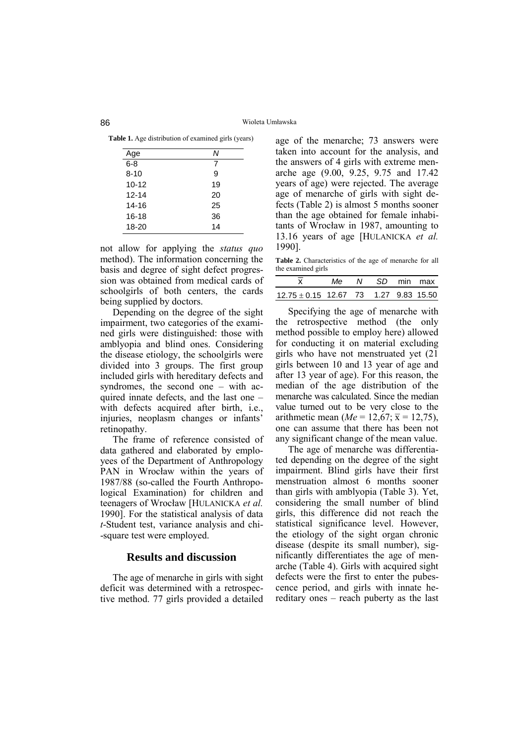**Table 1.** Age distribution of examined girls (years)

| Age | *N* |
|---|---|
| 6-8 | 7 |
| 8-10 | 9 |
| 10-12 | 19 |
| 12-14 | 20 |
| 14-16 | 25 |
| 16-18 | 36 |
| 18-20 | 14 |

not allow for applying the *status quo* method). The information concerning the basis and degree of sight defect progression was obtained from medical cards of schoolgirls of both centers, the cards being supplied by doctors.

Depending on the degree of the sight impairment, two categories of the examined girls were distinguished: those with amblyopia and blind ones. Considering the disease etiology, the schoolgirls were divided into 3 groups. The first group included girls with hereditary defects and syndromes, the second one – with acquired innate defects, and the last one – with defects acquired after birth, i.e., injuries, neoplasm changes or infants' retinopathy.

The frame of reference consisted of data gathered and elaborated by employees of the Department of Anthropology PAN in Wrocław within the years of 1987/88 (so-called the Fourth Anthropological Examination) for children and teenagers of Wrocław [HULANICKA *et al.* 1990]. For the statistical analysis of data *t*-Student test, variance analysis and chi-square test were employed.

## Results and discussion

The age of menarche in girls with sight deficit was determined with a retrospective method. 77 girls provided a detailed age of the menarche; 73 answers were taken into account for the analysis, and the answers of 4 girls with extreme menarche age (9.00, 9.25, 9.75 and 17.42 years of age) were rejected. The average age of menarche of girls with sight defects (Table 2) is almost 5 months sooner than the age obtained for female inhabitants of Wrocław in 1987, amounting to 13.16 years of age [HULANICKA *et al.* 1990].

**Table 2.** Characteristics of the age of menarche for all the examined girls

| $\bar{x}$ | *Me* | *N* | *SD* | min | max |
|---|---|---|---|---|---|
| $12.75 \pm 0.15$ | 12.67 | 73 | 1.27 | 9.83 | 15.50 |

Specifying the age of menarche with the retrospective method (the only method possible to employ here) allowed for conducting it on material excluding girls who have not menstruated yet (21 girls between 10 and 13 year of age and after 13 year of age). For this reason, the median of the age distribution of the menarche was calculated. Since the median value turned out to be very close to the arithmetic mean ($Me$ = 12,67; $\bar{x}$ = 12,75), one can assume that there has been not any significant change of the mean value.

The age of menarche was differentiated depending on the degree of the sight impairment. Blind girls have their first menstruation almost 6 months sooner than girls with amblyopia (Table 3). Yet, considering the small number of blind girls, this difference did not reach the statistical significance level. However, the etiology of the sight organ chronic disease (despite its small number), significantly differentiates the age of menarche (Table 4). Girls with acquired sight defects were the first to enter the pubescence period, and girls with innate hereditary ones – reach puberty as the last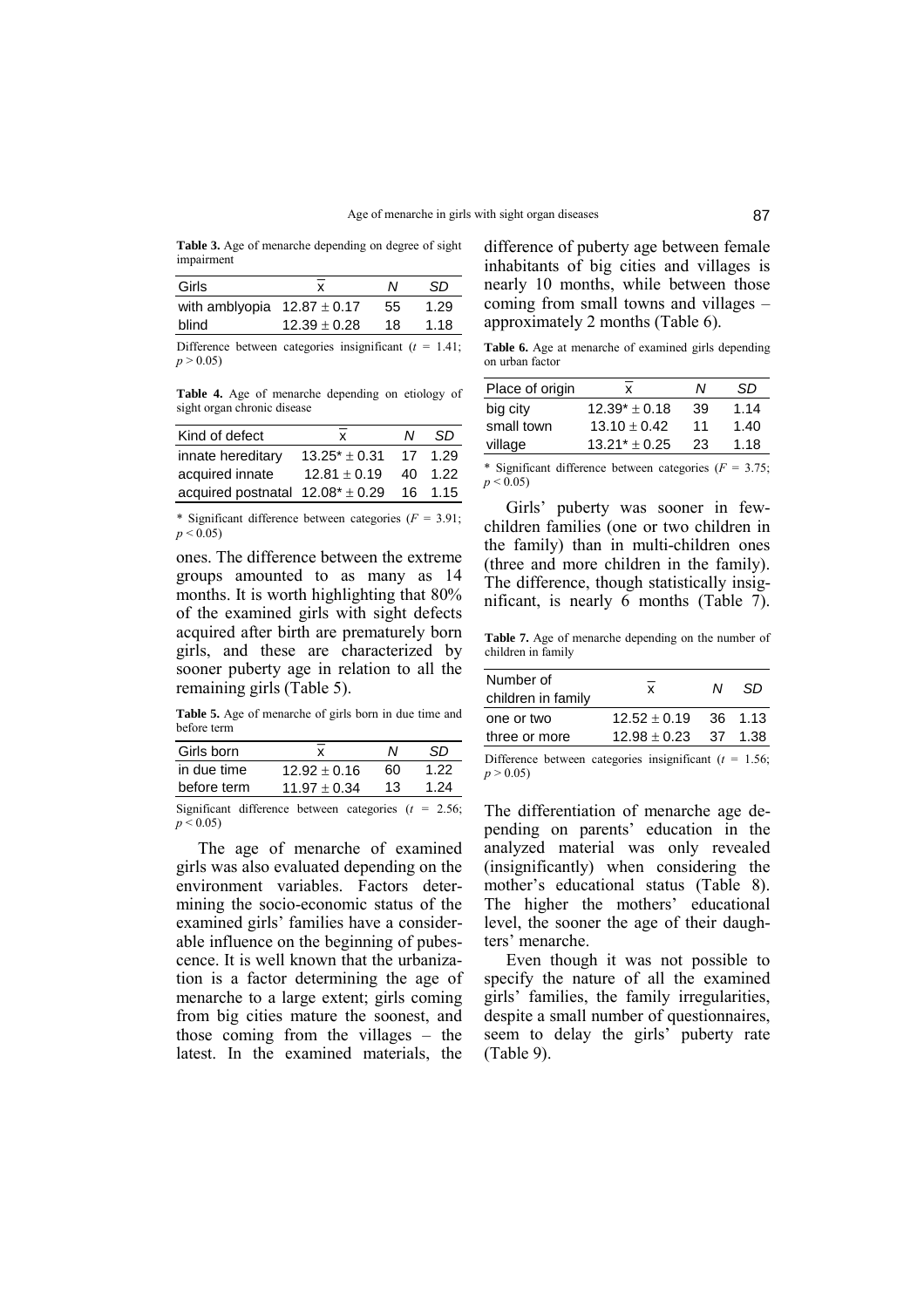**Table 3.** Age of menarche depending on degree of sight impairment

| Girls | $\bar{x}$ | N | SD |
|---|---|---|---|
| with amblyopia | 12.87 ± 0.17 | 55 | 1.29 |
| blind | 12.39 ± 0.28 | 18 | 1.18 |

Difference between categories insignificant ($t$ = 1.41; $p > 0.05$)

**Table 4.** Age of menarche depending on etiology of sight organ chronic disease

| Kind of defect | $\bar{x}$ | N | SD |
|---|---|---|---|
| innate hereditary | 13.25* ± 0.31 | 17 | 1.29 |
| acquired innate | 12.81 ± 0.19 | 40 | 1.22 |
| acquired postnatal | 12.08* ± 0.29 | 16 | 1.15 |

* Significant difference between categories ($F$ = 3.91; $p < 0.05$)

ones. The difference between the extreme groups amounted to as many as 14 months. It is worth highlighting that 80% of the examined girls with sight defects acquired after birth are prematurely born girls, and these are characterized by sooner puberty age in relation to all the remaining girls (Table 5).

**Table 5.** Age of menarche of girls born in due time and before term

| Girls born | $\bar{x}$ | N | SD |
|---|---|---|---|
| in due time | 12.92 ± 0.16 | 60 | 1.22 |
| before term | 11.97 ± 0.34 | 13 | 1.24 |

Significant difference between categories ($t$ = 2.56; $p < 0.05$)

The age of menarche of examined girls was also evaluated depending on the environment variables. Factors determining the socio-economic status of the examined girls' families have a considerable influence on the beginning of pubescence. It is well known that the urbanization is a factor determining the age of menarche to a large extent; girls coming from big cities mature the soonest, and those coming from the villages – the latest. In the examined materials, the difference of puberty age between female inhabitants of big cities and villages is nearly 10 months, while between those coming from small towns and villages – approximately 2 months (Table 6).

**Table 6.** Age at menarche of examined girls depending on urban factor

| Place of origin | $\bar{x}$ | N | SD |
|---|---|---|---|
| big city | 12.39* ± 0.18 | 39 | 1.14 |
| small town | 13.10 ± 0.42 | 11 | 1.40 |
| village | 13.21* ± 0.25 | 23 | 1.18 |

* Significant difference between categories ($F$ = 3.75; $p < 0.05$)

Girls' puberty was sooner in few-children families (one or two children in the family) than in multi-children ones (three and more children in the family). The difference, though statistically insignificant, is nearly 6 months (Table 7).

**Table 7.** Age of menarche depending on the number of children in family

| Number of children in family | $\bar{x}$ | N | SD |
|---|---|---|---|
| one or two | 12.52 ± 0.19 | 36 | 1.13 |
| three or more | 12.98 ± 0.23 | 37 | 1.38 |

Difference between categories insignificant ($t$ = 1.56; $p > 0.05$)

The differentiation of menarche age depending on parents' education in the analyzed material was only revealed (insignificantly) when considering the mother's educational status (Table 8). The higher the mothers' educational level, the sooner the age of their daughters' menarche.

Even though it was not possible to specify the nature of all the examined girls' families, the family irregularities, despite a small number of questionnaires, seem to delay the girls' puberty rate (Table 9).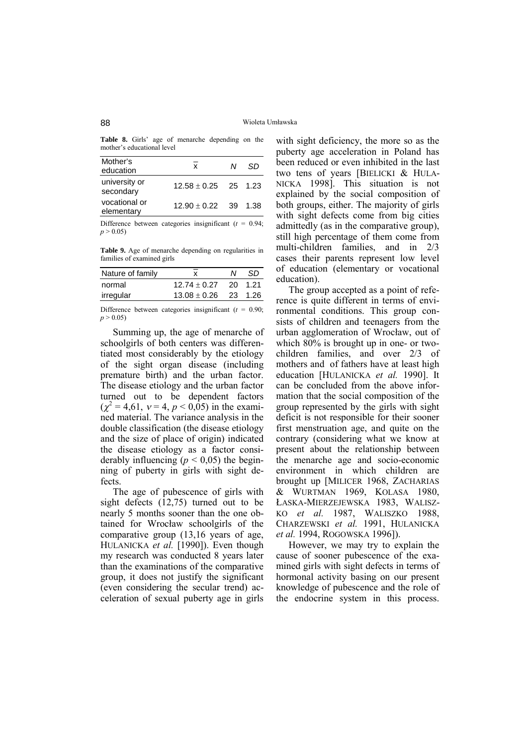**Table 8.** Girls' age of menarche depending on the mother's educational level

| Mother's education | $\bar{x}$ | *N* | *SD* |
|---|---|---|---|
| university or secondary | 12.58 ± 0.25 | 25 | 1.23 |
| vocational or elementary | 12.90 ± 0.22 | 39 | 1.38 |

Difference between categories insignificant ($t$ = 0.94; $p > 0.05$)

**Table 9.** Age of menarche depending on regularities in families of examined girls

| Nature of family | $\bar{x}$ | *N* | *SD* |
|---|---|---|---|
| normal | 12.74 ± 0.27 | 20 | 1.21 |
| irregular | 13.08 ± 0.26 | 23 | 1.26 |

Difference between categories insignificant ($t$ = 0.90; $p > 0.05$)

Summing up, the age of menarche of schoolgirls of both centers was differentiated most considerably by the etiology of the sight organ disease (including premature birth) and the urban factor. The disease etiology and the urban factor turned out to be dependent factors ($\chi^2 = 4{,}61$, $\nu = 4$, $p < 0{,}05$) in the examined material. The variance analysis in the double classification (the disease etiology and the size of place of origin) indicated the disease etiology as a factor considerably influencing ($p < 0{,}05$) the beginning of puberty in girls with sight defects.

The age of pubescence of girls with sight defects (12,75) turned out to be nearly 5 months sooner than the one obtained for Wrocław schoolgirls of the comparative group (13,16 years of age, HULANICKA *et al.* [1990]). Even though my research was conducted 8 years later than the examinations of the comparative group, it does not justify the significant (even considering the secular trend) acceleration of sexual puberty age in girls with sight deficiency, the more so as the puberty age acceleration in Poland has been reduced or even inhibited in the last two tens of years [BIELICKI & HULANICKA 1998]. This situation is not explained by the social composition of both groups, either. The majority of girls with sight defects come from big cities admittedly (as in the comparative group), still high percentage of them come from multi-children families, and in 2/3 cases their parents represent low level of education (elementary or vocational education).

The group accepted as a point of reference is quite different in terms of environmental conditions. This group consists of children and teenagers from the urban agglomeration of Wrocław, out of which 80% is brought up in one- or two-children families, and over 2/3 of mothers and of fathers have at least high education [HULANICKA *et al.* 1990]. It can be concluded from the above information that the social composition of the group represented by the girls with sight deficit is not responsible for their sooner first menstruation age, and quite on the contrary (considering what we know at present about the relationship between the menarche age and socio-economic environment in which children are brought up [MILICER 1968, ZACHARIAS & WURTMAN 1969, KOLASA 1980, ŁASKA-MIERZEJEWSKA 1983, WALISZKO *et al.* 1987, WALISZKO 1988, CHARZEWSKI *et al.* 1991, HULANICKA *et al.* 1994, ROGOWSKA 1996]).

However, we may try to explain the cause of sooner pubescence of the examined girls with sight defects in terms of hormonal activity basing on our present knowledge of pubescence and the role of the endocrine system in this process.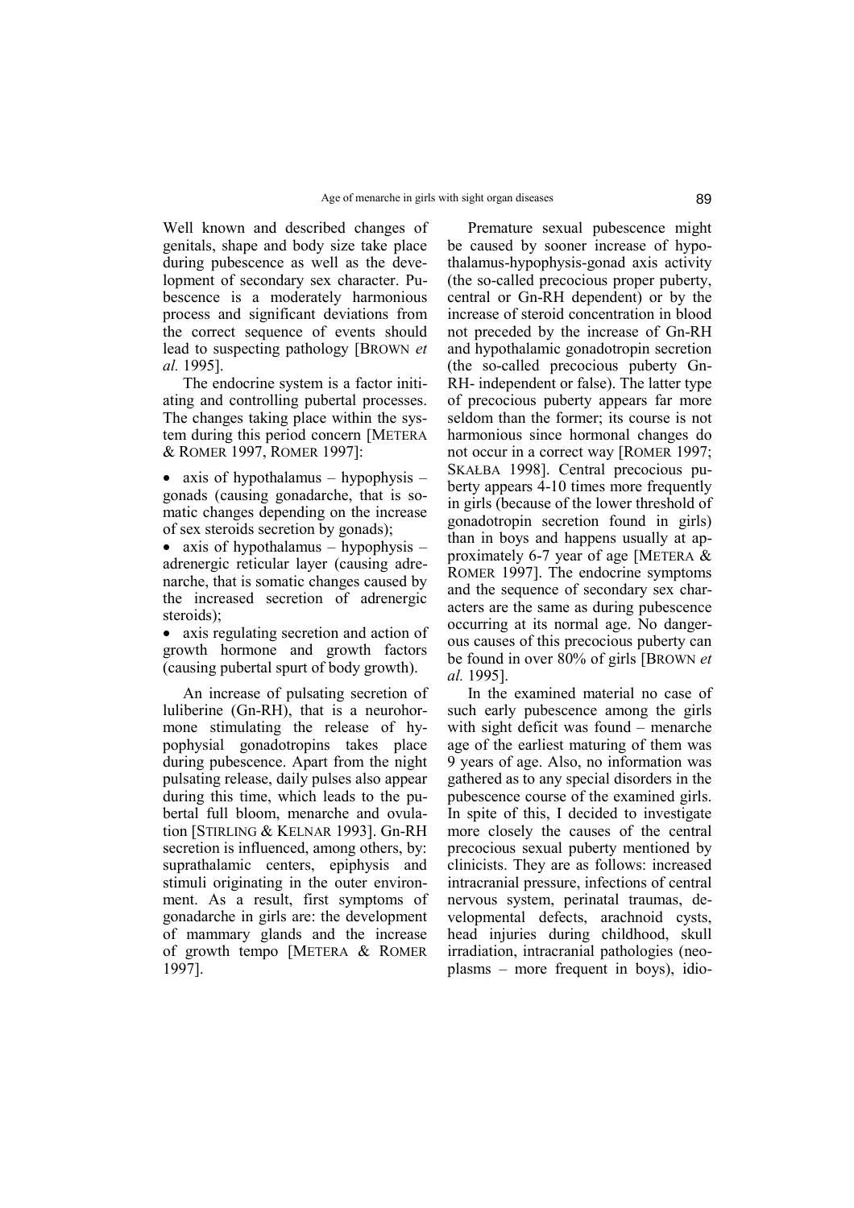Well known and described changes of genitals, shape and body size take place during pubescence as well as the development of secondary sex character. Pubescence is a moderately harmonious process and significant deviations from the correct sequence of events should lead to suspecting pathology [BROWN *et al.* 1995].

The endocrine system is a factor initiating and controlling pubertal processes. The changes taking place within the system during this period concern [METERA & ROMER 1997, ROMER 1997]:

- axis of hypothalamus – hypophysis – gonads (causing gonadarche, that is somatic changes depending on the increase of sex steroids secretion by gonads);
- axis of hypothalamus – hypophysis – adrenergic reticular layer (causing adrenarche, that is somatic changes caused by the increased secretion of adrenergic steroids);
- axis regulating secretion and action of growth hormone and growth factors (causing pubertal spurt of body growth).

An increase of pulsating secretion of luliberine (Gn-RH), that is a neurohormone stimulating the release of hypophysial gonadotropins takes place during pubescence. Apart from the night pulsating release, daily pulses also appear during this time, which leads to the pubertal full bloom, menarche and ovulation [STIRLING & KELNAR 1993]. Gn-RH secretion is influenced, among others, by: suprathalamic centers, epiphysis and stimuli originating in the outer environment. As a result, first symptoms of gonadarche in girls are: the development of mammary glands and the increase of growth tempo [METERA & ROMER 1997].

Premature sexual pubescence might be caused by sooner increase of hypothalamus-hypophysis-gonad axis activity (the so-called precocious proper puberty, central or Gn-RH dependent) or by the increase of steroid concentration in blood not preceded by the increase of Gn-RH and hypothalamic gonadotropin secretion (the so-called precocious puberty Gn-RH- independent or false). The latter type of precocious puberty appears far more seldom than the former; its course is not harmonious since hormonal changes do not occur in a correct way [ROMER 1997; SKAŁBA 1998]. Central precocious puberty appears 4-10 times more frequently in girls (because of the lower threshold of gonadotropin secretion found in girls) than in boys and happens usually at approximately 6-7 year of age [METERA & ROMER 1997]. The endocrine symptoms and the sequence of secondary sex characters are the same as during pubescence occurring at its normal age. No dangerous causes of this precocious puberty can be found in over 80% of girls [BROWN *et al.* 1995].

In the examined material no case of such early pubescence among the girls with sight deficit was found – menarche age of the earliest maturing of them was 9 years of age. Also, no information was gathered as to any special disorders in the pubescence course of the examined girls. In spite of this, I decided to investigate more closely the causes of the central precocious sexual puberty mentioned by clinicists. They are as follows: increased intracranial pressure, infections of central nervous system, perinatal traumas, developmental defects, arachnoid cysts, head injuries during childhood, skull irradiation, intracranial pathologies (neoplasms – more frequent in boys), idio-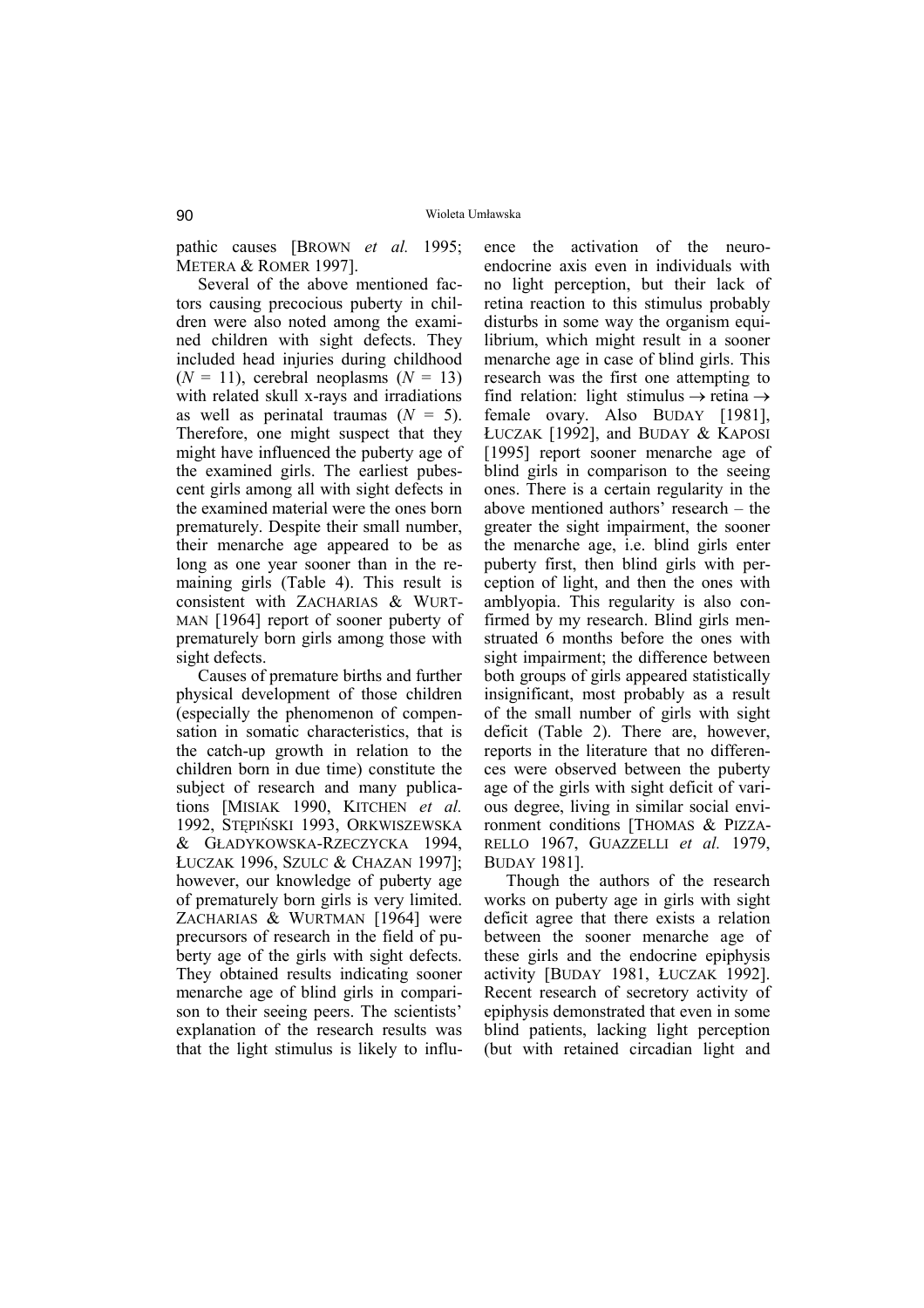pathic causes [BROWN *et al.* 1995; METERA & ROMER 1997].

Several of the above mentioned factors causing precocious puberty in children were also noted among the examined children with sight defects. They included head injuries during childhood ($N = 11$), cerebral neoplasms ($N = 13$) with related skull x-rays and irradiations as well as perinatal traumas ($N = 5$). Therefore, one might suspect that they might have influenced the puberty age of the examined girls. The earliest pubescent girls among all with sight defects in the examined material were the ones born prematurely. Despite their small number, their menarche age appeared to be as long as one year sooner than in the remaining girls (Table 4). This result is consistent with ZACHARIAS & WURTMAN [1964] report of sooner puberty of prematurely born girls among those with sight defects.

Causes of premature births and further physical development of those children (especially the phenomenon of compensation in somatic characteristics, that is the catch-up growth in relation to the children born in due time) constitute the subject of research and many publications [MISIAK 1990, KITCHEN *et al.* 1992, STĘPIŃSKI 1993, ORKWISZEWSKA & GŁADYKOWSKA-RZECZYCKA 1994, ŁUCZAK 1996, SZULC & CHAZAN 1997]; however, our knowledge of puberty age of prematurely born girls is very limited. ZACHARIAS & WURTMAN [1964] were precursors of research in the field of puberty age of the girls with sight defects. They obtained results indicating sooner menarche age of blind girls in comparison to their seeing peers. The scientists' explanation of the research results was that the light stimulus is likely to influence the activation of the neuroendocrine axis even in individuals with no light perception, but their lack of retina reaction to this stimulus probably disturbs in some way the organism equilibrium, which might result in a sooner menarche age in case of blind girls. This research was the first one attempting to find relation: light stimulus → retina → female ovary. Also BUDAY [1981], ŁUCZAK [1992], and BUDAY & KAPOSI [1995] report sooner menarche age of blind girls in comparison to the seeing ones. There is a certain regularity in the above mentioned authors' research – the greater the sight impairment, the sooner the menarche age, i.e. blind girls enter puberty first, then blind girls with perception of light, and then the ones with amblyopia. This regularity is also confirmed by my research. Blind girls menstruated 6 months before the ones with sight impairment; the difference between both groups of girls appeared statistically insignificant, most probably as a result of the small number of girls with sight deficit (Table 2). There are, however, reports in the literature that no differences were observed between the puberty age of the girls with sight deficit of various degree, living in similar social environment conditions [THOMAS & PIZZARELLO 1967, GUAZZELLI *et al.* 1979, BUDAY 1981].

Though the authors of the research works on puberty age in girls with sight deficit agree that there exists a relation between the sooner menarche age of these girls and the endocrine epiphysis activity [BUDAY 1981, ŁUCZAK 1992]. Recent research of secretory activity of epiphysis demonstrated that even in some blind patients, lacking light perception (but with retained circadian light and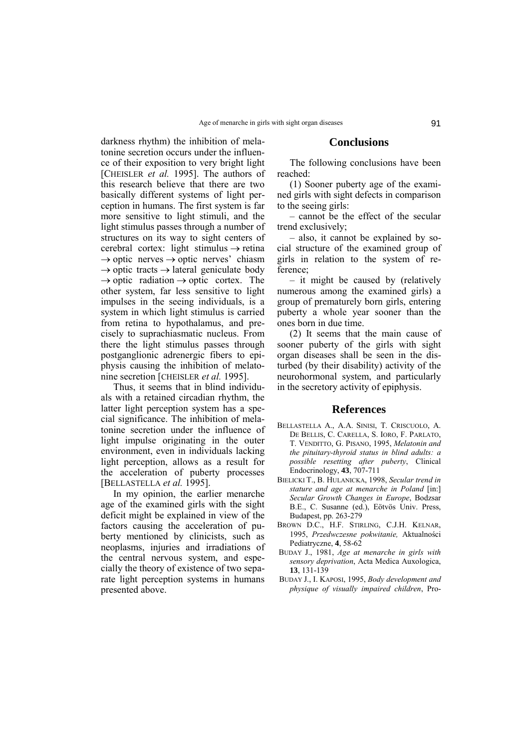darkness rhythm) the inhibition of melatonine secretion occurs under the influence of their exposition to very bright light [CHEISLER *et al.* 1995]. The authors of this research believe that there are two basically different systems of light perception in humans. The first system is far more sensitive to light stimuli, and the light stimulus passes through a number of structures on its way to sight centers of cerebral cortex: light stimulus → retina → optic nerves → optic nerves' chiasm → optic tracts → lateral geniculate body → optic radiation → optic cortex. The other system, far less sensitive to light impulses in the seeing individuals, is a system in which light stimulus is carried from retina to hypothalamus, and precisely to suprachiasmatic nucleus. From there the light stimulus passes through postganglionic adrenergic fibers to epiphysis causing the inhibition of melatonine secretion [CHEISLER *et al.* 1995].

Thus, it seems that in blind individuals with a retained circadian rhythm, the latter light perception system has a special significance. The inhibition of melatonine secretion under the influence of light impulse originating in the outer environment, even in individuals lacking light perception, allows as a result for the acceleration of puberty processes [BELLASTELLA *et al.* 1995].

In my opinion, the earlier menarche age of the examined girls with the sight deficit might be explained in view of the factors causing the acceleration of puberty mentioned by clinicists, such as neoplasms, injuries and irradiations of the central nervous system, and especially the theory of existence of two separate light perception systems in humans presented above.

## Conclusions

The following conclusions have been reached:

(1) Sooner puberty age of the examined girls with sight defects in comparison to the seeing girls:

– cannot be the effect of the secular trend exclusively;

– also, it cannot be explained by social structure of the examined group of girls in relation to the system of reference;

– it might be caused by (relatively numerous among the examined girls) a group of prematurely born girls, entering puberty a whole year sooner than the ones born in due time.

(2) It seems that the main cause of sooner puberty of the girls with sight organ diseases shall be seen in the disturbed (by their disability) activity of the neurohormonal system, and particularly in the secretory activity of epiphysis.

## References

BELLASTELLA A., A.A. SINISI, T. CRISCUOLO, A. DE BELLIS, C. CARELLA, S. IORO, F. PARLATO, T. VENDITTO, G. PISANO, 1995, *Melatonin and the pituitary-thyroid status in blind adults: a possible resetting after puberty*, Clinical Endocrinology, **43**, 707-711

BIELICKI T., B. HULANICKA, 1998, *Secular trend in stature and age at menarche in Poland* [in:] *Secular Growth Changes in Europe*, Bodzsar B.E., C. Susanne (ed.), Eötvös Univ. Press, Budapest, pp. 263-279

BROWN D.C., H.F. STIRLING, C.J.H. KELNAR, 1995, *Przedwczesne pokwitanie,* Aktualności Pediatryczne, **4**, 58-62

BUDAY J., 1981, *Age at menarche in girls with sensory deprivation*, Acta Medica Auxologica, **13**, 131-139

BUDAY J., I. KAPOSI, 1995, *Body development and physique of visually impaired children*, Pro-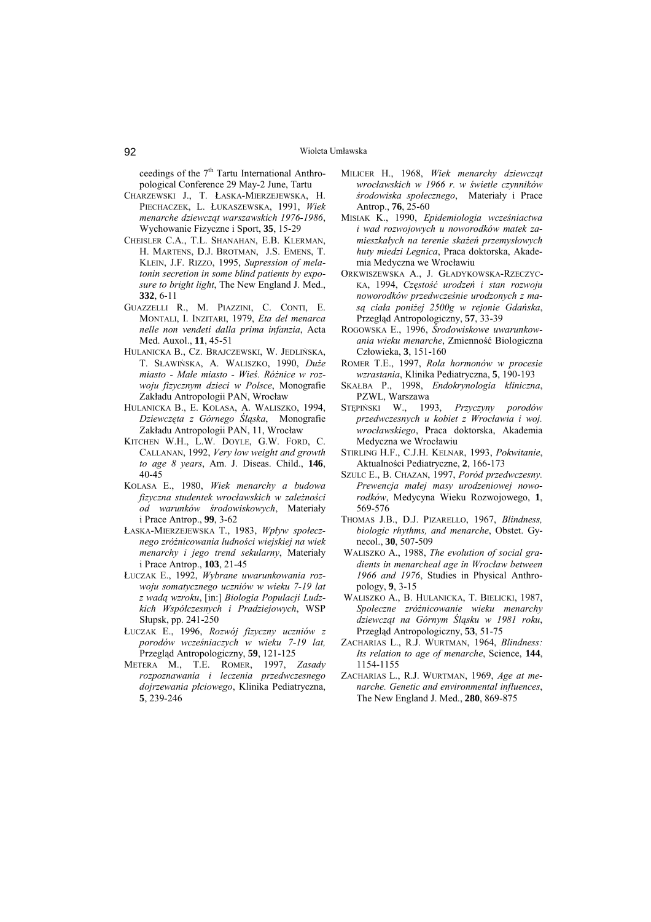ceedings of the 7th Tartu International Anthropological Conference 29 May-2 June, Tartu

CHARZEWSKI J., T. ŁASKA-MIERZEJEWSKA, H. PIECHACZEK, L. ŁUKASZEWSKA, 1991, *Wiek menarche dziewcząt warszawskich 1976-1986*, Wychowanie Fizyczne i Sport, **35**, 15-29

CHEISLER C.A., T.L. SHANAHAN, E.B. KLERMAN, H. MARTENS, D.J. BROTMAN, J.S. EMENS, T. KLEIN, J.F. RIZZO, 1995, *Supression of melatonin secretion in some blind patients by exposure to bright light*, The New England J. Med., **332**, 6-11

GUAZZELLI R., M. PIAZZINI, C. CONTI, E. MONTALI, I. INZITARI, 1979, *Eta del menarca nelle non vendeti dalla prima infanzia*, Acta Med. Auxol., **11**, 45-51

HULANICKA B., CZ. BRAJCZEWSKI, W. JEDLIŃSKA, T. SŁAWIŃSKA, A. WALISZKO, 1990, *Duże miasto - Małe miasto - Wieś. Różnice w rozwoju fizycznym dzieci w Polsce*, Monografie Zakładu Antropologii PAN, Wrocław

HULANICKA B., E. KOLASA, A. WALISZKO, 1994, *Dziewczęta z Górnego Śląska*, Monografie Zakładu Antropologii PAN, 11, Wrocław

KITCHEN W.H., L.W. DOYLE, G.W. FORD, C. CALLANAN, 1992, *Very low weight and growth to age 8 years*, Am. J. Diseas. Child., **146**, 40-45

KOLASA E., 1980, *Wiek menarchy a budowa fizyczna studentek wrocławskich w zależności od warunków środowiskowych*, Materiały i Prace Antrop., **99**, 3-62

ŁASKA-MIERZEJEWSKA T., 1983, *Wpływ społecznego zróżnicowania ludności wiejskiej na wiek menarchy i jego trend sekularny*, Materiały i Prace Antrop., **103**, 21-45

ŁUCZAK E., 1992, *Wybrane uwarunkowania rozwoju somatycznego uczniów w wieku 7-19 lat z wadą wzroku*, [in:] *Biologia Populacji Ludzkich Współczesnych i Pradziejowych*, WSP Słupsk, pp. 241-250

ŁUCZAK E., 1996, *Rozwój fizyczny uczniów z porodów wcześniaczych w wieku 7-19 lat,* Przegląd Antropologiczny, **59**, 121-125

METERA M., T.E. ROMER, 1997, *Zasady rozpoznawania i leczenia przedwczesnego dojrzewania płciowego*, Klinika Pediatryczna, **5**, 239-246

MILICER H., 1968, *Wiek menarchy dziewcząt wrocławskich w 1966 r. w świetle czynników środowiska społecznego*, Materiały i Prace Antrop., **76**, 25-60

MISIAK K., 1990, *Epidemiologia wcześniactwa i wad rozwojowych u noworodków matek zamieszkałych na terenie skażeń przemysłowych huty miedzi Legnica*, Praca doktorska, Akademia Medyczna we Wrocławiu

ORKWISZEWSKA A., J. GŁADYKOWSKA-RZECZYCKA, 1994, *Częstość urodzeń i stan rozwoju noworodków przedwcześnie urodzonych z masą ciała poniżej 2500g w rejonie Gdańska*, Przegląd Antropologiczny, **57**, 33-39

ROGOWSKA E., 1996, *Środowiskowe uwarunkowania wieku menarche*, Zmienność Biologiczna Człowieka, **3**, 151-160

ROMER T.E., 1997, *Rola hormonów w procesie wzrastania*, Klinika Pediatryczna, **5**, 190-193

SKAŁBA P., 1998, *Endokrynologia kliniczna*, PZWL, Warszawa

STĘPIŃSKI W., 1993, *Przyczyny porodów przedwczesnych u kobiet z Wrocławia i woj. wrocławskiego*, Praca doktorska, Akademia Medyczna we Wrocławiu

STIRLING H.F., C.J.H. KELNAR, 1993, *Pokwitanie*, Aktualności Pediatryczne, **2**, 166-173

SZULC E., B. CHAZAN, 1997, *Poród przedwczesny. Prewencja małej masy urodzeniowej noworodków*, Medycyna Wieku Rozwojowego, **1**, 569-576

THOMAS J.B., D.J. PIZARELLO, 1967, *Blindness, biologic rhythms, and menarche*, Obstet. Gynecol., **30**, 507-509

WALISZKO A., 1988, *The evolution of social gradients in menarcheal age in Wrocław between 1966 and 1976*, Studies in Physical Anthropology, **9**, 3-15

WALISZKO A., B. HULANICKA, T. BIELICKI, 1987, *Społeczne zróżnicowanie wieku menarchy dziewcząt na Górnym Śląsku w 1981 roku*, Przegląd Antropologiczny, **53**, 51-75

ZACHARIAS L., R.J. WURTMAN, 1964, *Blindness: Its relation to age of menarche*, Science, **144**, 1154-1155

ZACHARIAS L., R.J. WURTMAN, 1969, *Age at menarche. Genetic and environmental influences*, The New England J. Med., **280**, 869-875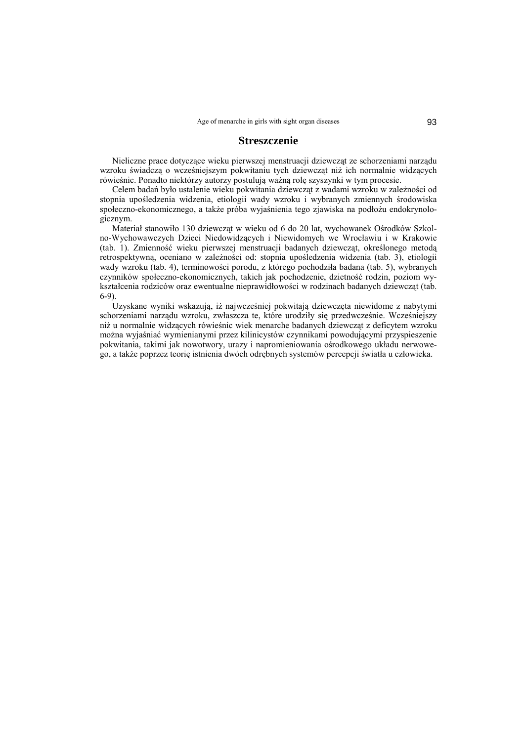## Streszczenie

Nieliczne prace dotyczące wieku pierwszej menstruacji dziewcząt ze schorzeniami narządu wzroku świadczą o wcześniejszym pokwitaniu tych dziewcząt niż ich normalnie widzących rówieśnic. Ponadto niektórzy autorzy postulują ważną rolę szyszynki w tym procesie.

Celem badań było ustalenie wieku pokwitania dziewcząt z wadami wzroku w zależności od stopnia upośledzenia widzenia, etiologii wady wzroku i wybranych zmiennych środowiska społeczno-ekonomicznego, a także próba wyjaśnienia tego zjawiska na podłożu endokrynologicznym.

Materiał stanowiło 130 dziewcząt w wieku od 6 do 20 lat, wychowanek Ośrodków Szkolno-Wychowawczych Dzieci Niedowidzących i Niewidomych we Wrocławiu i w Krakowie (tab. 1). Zmienność wieku pierwszej menstruacji badanych dziewcząt, określonego metodą retrospektywną, oceniano w zależności od: stopnia upośledzenia widzenia (tab. 3), etiologii wady wzroku (tab. 4), terminowości porodu, z którego pochodziła badana (tab. 5), wybranych czynników społeczno-ekonomicznych, takich jak pochodzenie, dzietność rodzin, poziom wykształcenia rodziców oraz ewentualne nieprawidłowości w rodzinach badanych dziewcząt (tab. 6-9).

Uzyskane wyniki wskazują, iż najwcześniej pokwitają dziewczęta niewidome z nabytymi schorzeniami narządu wzroku, zwłaszcza te, które urodziły się przedwcześnie. Wcześniejszy niż u normalnie widzących rówieśnic wiek menarche badanych dziewcząt z deficytem wzroku można wyjaśniać wymienianymi przez kilinicystów czynnikami powodującymi przyspieszenie pokwitania, takimi jak nowotwory, urazy i napromieniowania ośrodkowego układu nerwowego, a także poprzez teorię istnienia dwóch odrębnych systemów percepcji światła u człowieka.